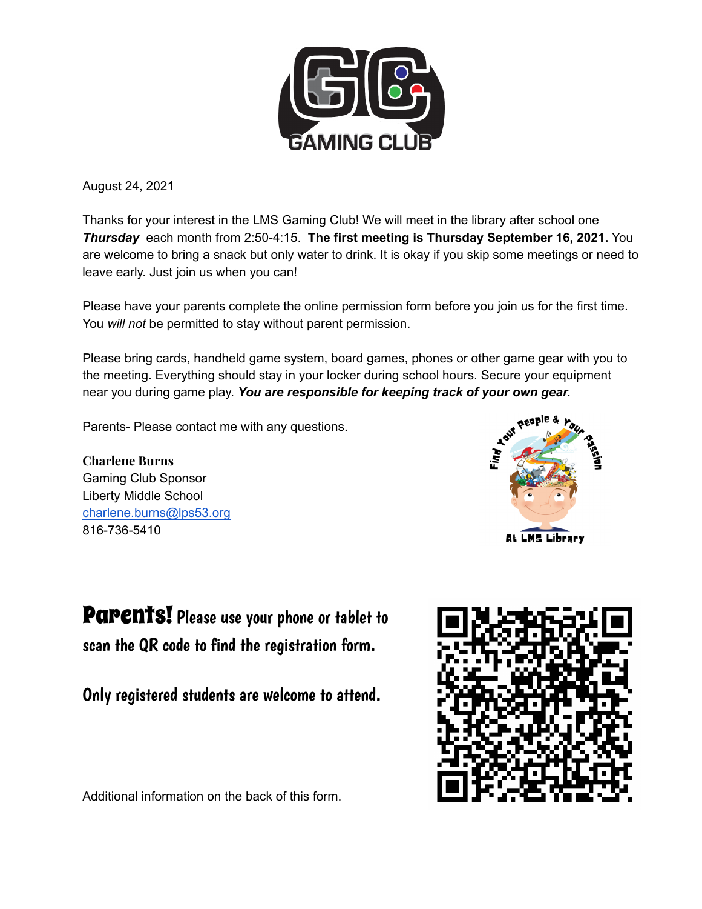# GAMING CLUB

August 24, 2021

Thanks for your interest in the LMS Gaming Club! We will meet in the library after school one ***Thursday*** each month from 2:50-4:15. **The first meeting is Thursday September 16, 2021.** You are welcome to bring a snack but only water to drink. It is okay if you skip some meetings or need to leave early. Just join us when you can!

Please have your parents complete the online permission form before you join us for the first time. You *will not* be permitted to stay without parent permission.

Please bring cards, handheld game system, board games, phones or other game gear with you to the meeting. Everything should stay in your locker during school hours. Secure your equipment near you during game play. ***You are responsible for keeping track of your own gear.***

Parents- Please contact me with any questions.

**Charlene Burns**
Gaming Club Sponsor
Liberty Middle School
charlene.burns@lps53.org
816-736-5410

Find Your People & Your Passion
At LMS Library

**Parents!** Please use your phone or tablet to scan the QR code to find the registration form.

Only registered students are welcome to attend.

Additional information on the back of this form.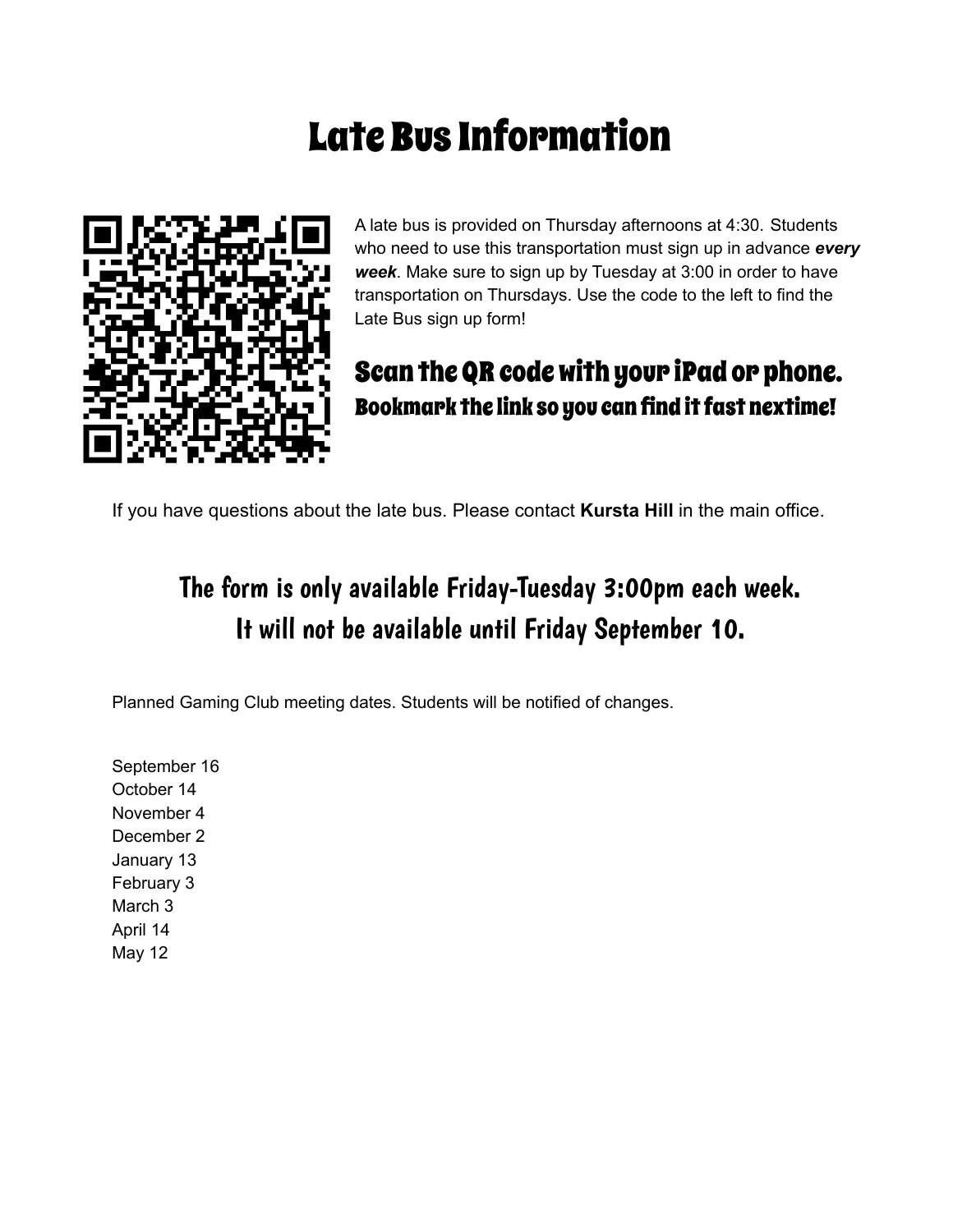# Late Bus Information

A late bus is provided on Thursday afternoons at 4:30. Students who need to use this transportation must sign up in advance ***every week***. Make sure to sign up by Tuesday at 3:00 in order to have transportation on Thursdays. Use the code to the left to find the Late Bus sign up form!

## Scan the QR code with your iPad or phone.

### Bookmark the link so you can find it fast nextime!

If you have questions about the late bus. Please contact **Kursta Hill** in the main office.

## The form is only available Friday-Tuesday 3:00pm each week.
## It will not be available until Friday September 10.

Planned Gaming Club meeting dates. Students will be notified of changes.

September 16
October 14
November 4
December 2
January 13
February 3
March 3
April 14
May 12